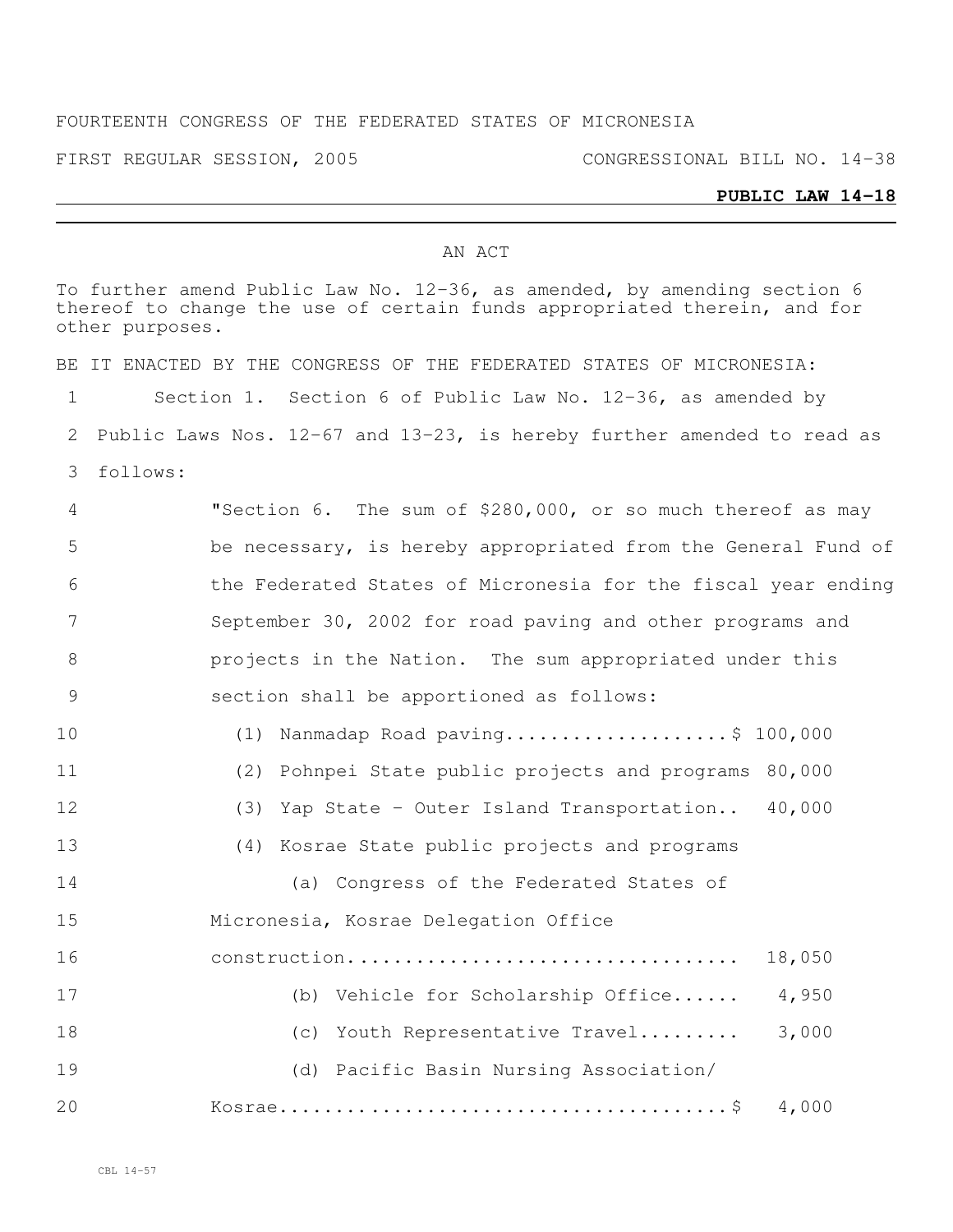FOURTEENTH CONGRESS OF THE FEDERATED STATES OF MICRONESIA

FIRST REGULAR SESSION, 2005 CONGRESSIONAL BILL NO. 14-38

**PUBLIC LAW 14-18**

AN ACT

To further amend Public Law No. 12-36, as amended, by amending section 6 thereof to change the use of certain funds appropriated therein, and for other purposes.

BE IT ENACTED BY THE CONGRESS OF THE FEDERATED STATES OF MICRONESIA:

1 Section 1. Section 6 of Public Law No. 12-36, as amended by
2 Public Laws Nos. 12-67 and 13-23, is hereby further amended to read as
3 follows:

4 "Section 6. The sum of $280,000, or so much thereof as may
5 be necessary, is hereby appropriated from the General Fund of
6 the Federated States of Micronesia for the fiscal year ending
7 September 30, 2002 for road paving and other programs and
8 projects in the Nation. The sum appropriated under this
9 section shall be apportioned as follows:

10 (1) Nanmadap Road paving....................$ 100,000
11 (2) Pohnpei State public projects and programs 80,000
12 (3) Yap State - Outer Island Transportation.. 40,000
13 (4) Kosrae State public projects and programs
14 (a) Congress of the Federated States of
15 Micronesia, Kosrae Delegation Office
16 construction.................................. 18,050
17 (b) Vehicle for Scholarship Office...... 4,950
18 (c) Youth Representative Travel......... 3,000
19 (d) Pacific Basin Nursing Association/
20 Kosrae.......................................$ 4,000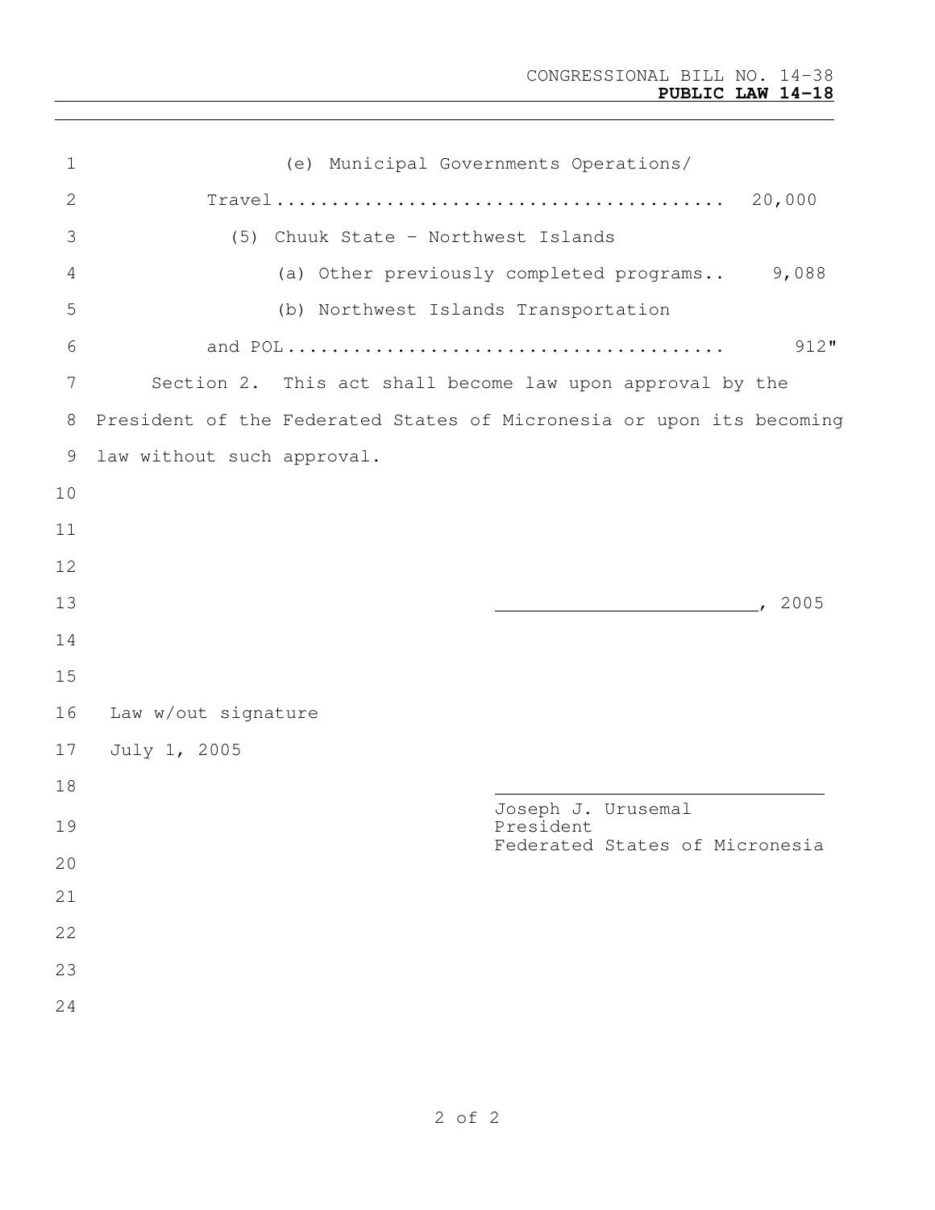(e) Municipal Governments Operations/
Travel........................................ 20,000

(5) Chuuk State – Northwest Islands

(a) Other previously completed programs.. 9,088

(b) Northwest Islands Transportation
and POL....................................... 912"

Section 2. This act shall become law upon approval by the President of the Federated States of Micronesia or upon its becoming law without such approval.

________________________, 2005

Law w/out signature
July 1, 2005

________________________________
Joseph J. Urusemal
President
Federated States of Micronesia